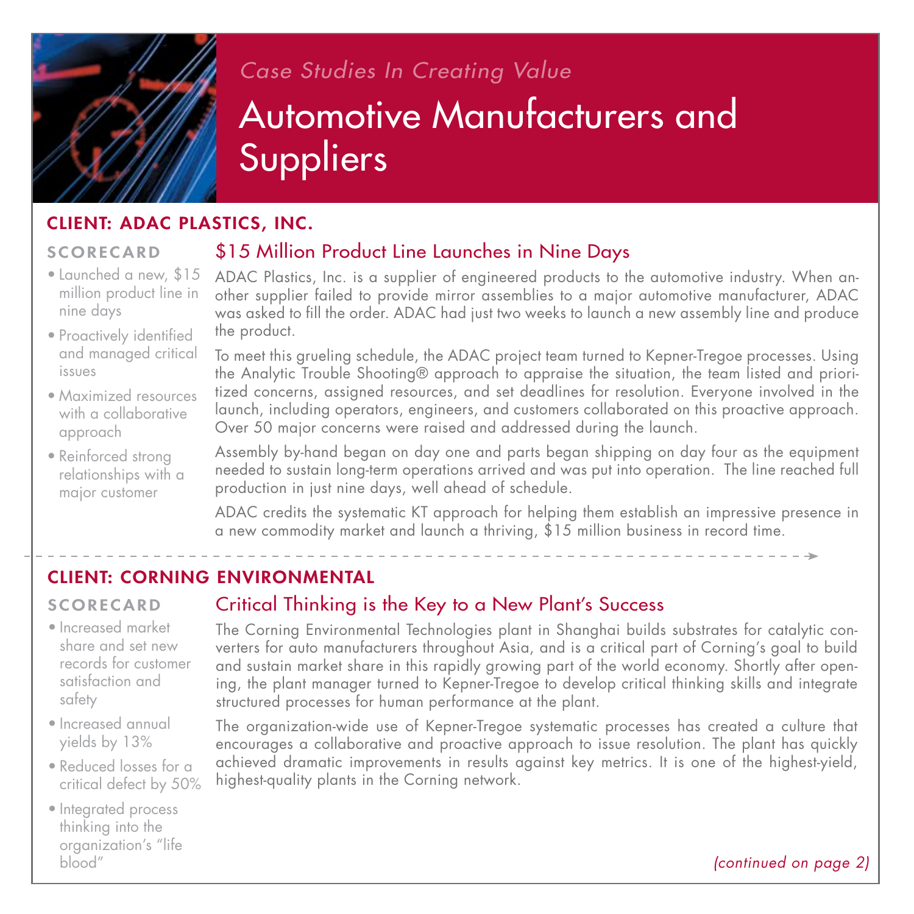*Case Studies In Creating Value*

# Automotive Manufacturers and Suppliers

## CLIENT: ADAC PLASTICS, INC.

### SCORECARD

- Launched a new, $15 million product line in nine days
- Proactively identified and managed critical issues
- Maximized resources with a collaborative approach
- Reinforced strong relationships with a major customer

### $15 Million Product Line Launches in Nine Days

ADAC Plastics, Inc. is a supplier of engineered products to the automotive industry. When another supplier failed to provide mirror assemblies to a major automotive manufacturer, ADAC was asked to fill the order. ADAC had just two weeks to launch a new assembly line and produce the product.

To meet this grueling schedule, the ADAC project team turned to Kepner-Tregoe processes. Using the Analytic Trouble Shooting® approach to appraise the situation, the team listed and prioritized concerns, assigned resources, and set deadlines for resolution. Everyone involved in the launch, including operators, engineers, and customers collaborated on this proactive approach. Over 50 major concerns were raised and addressed during the launch.

Assembly by-hand began on day one and parts began shipping on day four as the equipment needed to sustain long-term operations arrived and was put into operation. The line reached full production in just nine days, well ahead of schedule.

ADAC credits the systematic KT approach for helping them establish an impressive presence in a new commodity market and launch a thriving, $15 million business in record time.

## CLIENT: CORNING ENVIRONMENTAL

### SCORECARD

- Increased market share and set new records for customer satisfaction and safety
- Increased annual yields by 13%
- Reduced losses for a critical defect by 50%
- Integrated process thinking into the organization's "life blood"

### Critical Thinking is the Key to a New Plant's Success

The Corning Environmental Technologies plant in Shanghai builds substrates for catalytic converters for auto manufacturers throughout Asia, and is a critical part of Corning's goal to build and sustain market share in this rapidly growing part of the world economy. Shortly after opening, the plant manager turned to Kepner-Tregoe to develop critical thinking skills and integrate structured processes for human performance at the plant.

The organization-wide use of Kepner-Tregoe systematic processes has created a culture that encourages a collaborative and proactive approach to issue resolution. The plant has quickly achieved dramatic improvements in results against key metrics. It is one of the highest-yield, highest-quality plants in the Corning network.

*(continued on page 2)*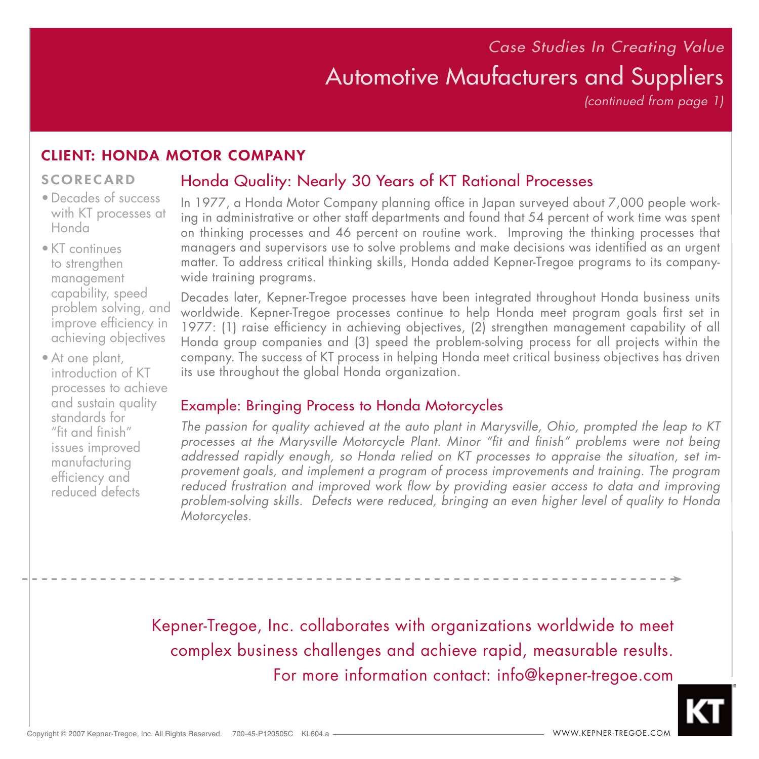*Case Studies In Creating Value*

# Automotive Maufacturers and Suppliers

*(continued from page 1)*

## CLIENT: HONDA MOTOR COMPANY

### SCORECARD

- Decades of success with KT processes at Honda
- KT continues to strengthen management capability, speed problem solving, and improve efficiency in achieving objectives
- At one plant, introduction of KT processes to achieve and sustain quality standards for "fit and finish" issues improved manufacturing efficiency and reduced defects

### Honda Quality: Nearly 30 Years of KT Rational Processes

In 1977, a Honda Motor Company planning office in Japan surveyed about 7,000 people working in administrative or other staff departments and found that 54 percent of work time was spent on thinking processes and 46 percent on routine work. Improving the thinking processes that managers and supervisors use to solve problems and make decisions was identified as an urgent matter. To address critical thinking skills, Honda added Kepner-Tregoe programs to its company-wide training programs.

Decades later, Kepner-Tregoe processes have been integrated throughout Honda business units worldwide. Kepner-Tregoe processes continue to help Honda meet program goals first set in 1977: (1) raise efficiency in achieving objectives, (2) strengthen management capability of all Honda group companies and (3) speed the problem-solving process for all projects within the company. The success of KT process in helping Honda meet critical business objectives has driven its use throughout the global Honda organization.

### Example: Bringing Process to Honda Motorcycles

*The passion for quality achieved at the auto plant in Marysville, Ohio, prompted the leap to KT processes at the Marysville Motorcycle Plant. Minor "fit and finish" problems were not being addressed rapidly enough, so Honda relied on KT processes to appraise the situation, set improvement goals, and implement a program of process improvements and training. The program reduced frustration and improved work flow by providing easier access to data and improving problem-solving skills. Defects were reduced, bringing an even higher level of quality to Honda Motorcycles.*

Kepner-Tregoe, Inc. collaborates with organizations worldwide to meet complex business challenges and achieve rapid, measurable results.
For more information contact: info@kepner-tregoe.com

KT

Copyright © 2007 Kepner-Tregoe, Inc. All Rights Reserved. 700-45-P120505C KL604.a

WWW.KEPNER-TREGOE.COM